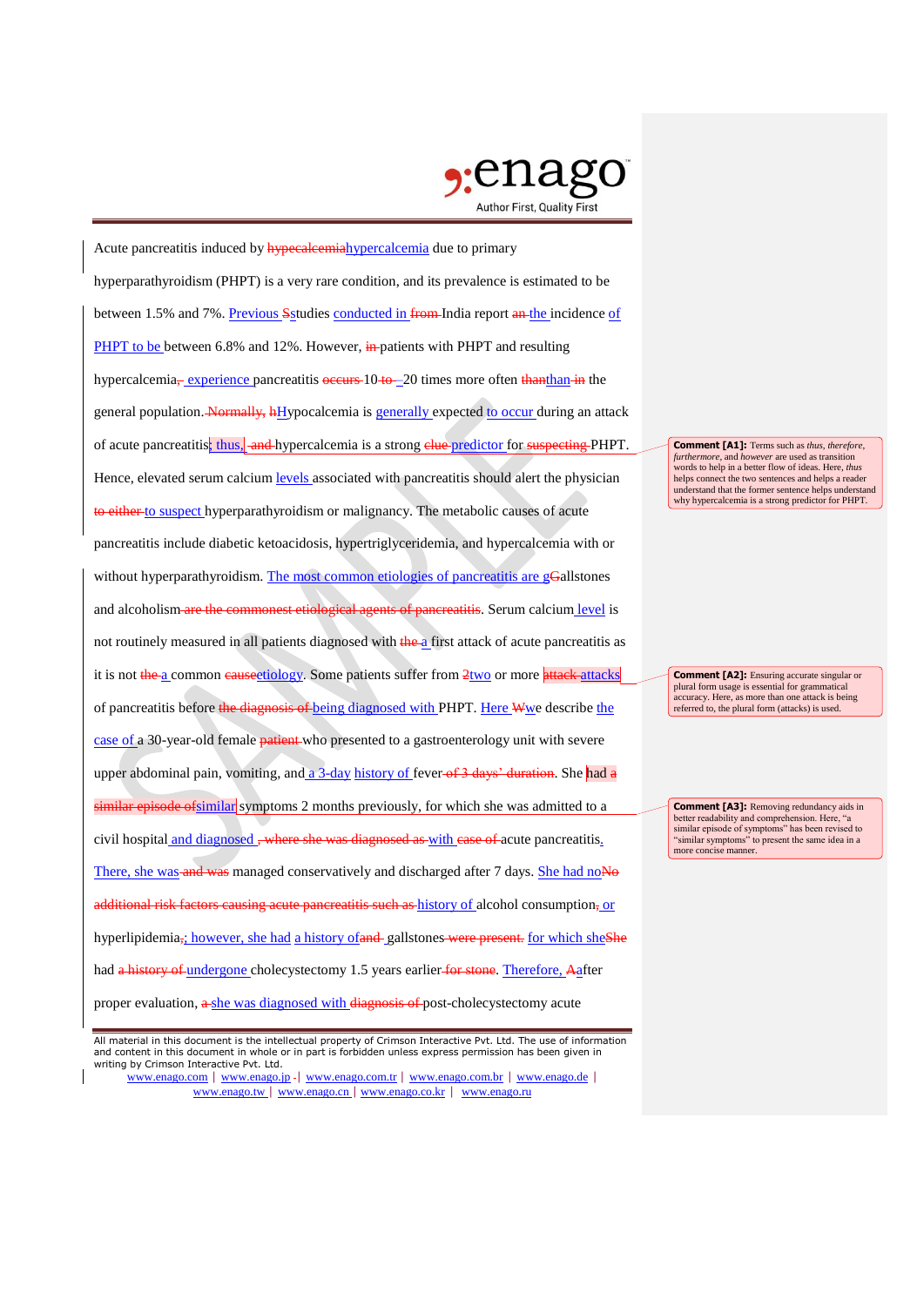Acute pancreatitis induced by ~~hypecalcemia~~hypercalcemia due to primary hyperparathyroidism (PHPT) is a very rare condition, and its prevalence is estimated to be between 1.5% and 7%. Previous ~~S~~studies conducted in ~~from~~ India report ~~an~~ the incidence of PHPT to be between 6.8% and 12%. However, ~~in~~ patients with PHPT and resulting hypercalcemia~~,~~ experience pancreatitis ~~occurs~~ 10 ~~to~~ –20 times more often ~~than~~than ~~in~~ the general population. ~~Normally,~~ ~~h~~Hypocalcemia is generally expected to occur during an attack of acute pancreatitis; thus, ~~and~~ hypercalcemia is a strong ~~clue~~ predictor for ~~suspecting~~ PHPT. Hence, elevated serum calcium levels associated with pancreatitis should alert the physician ~~to either~~ to suspect hyperparathyroidism or malignancy. The metabolic causes of acute pancreatitis include diabetic ketoacidosis, hypertriglyceridemia, and hypercalcemia with or without hyperparathyroidism. The most common etiologies of pancreatitis are g~~G~~allstones and alcoholism ~~are the commonest etiological agents of pancreatitis~~. Serum calcium level is not routinely measured in all patients diagnosed with ~~the~~ a first attack of acute pancreatitis as it is not ~~the~~ a common ~~cause~~etiology. Some patients suffer from ~~2~~two or more ~~attack~~ attacks of pancreatitis before ~~the diagnosis of~~ being diagnosed with PHPT. Here ~~W~~we describe the case of a 30-year-old female ~~patient~~ who presented to a gastroenterology unit with severe upper abdominal pain, vomiting, and a 3-day history of fever ~~of 3 days' duration~~. She had ~~a similar episode of~~similar symptoms 2 months previously, for which she was admitted to a civil hospital and diagnosed ~~, where she was diagnosed as~~ with ~~case of~~ acute pancreatitis. There, she was ~~and was~~ managed conservatively and discharged after 7 days. She had no~~No~~ ~~additional risk factors causing acute pancreatitis such as~~ history of alcohol consumption~~,~~ or hyperlipidemia~~,~~; however, she had a history of~~and~~ gallstones ~~were present.~~ for which she~~She~~ had ~~a history of~~ undergone cholecystectomy 1.5 years earlier ~~for stone~~. Therefore, ~~A~~after proper evaluation, ~~a~~ she was diagnosed with ~~diagnosis of~~ post-cholecystectomy acute

**Comment [A1]:** Terms such as *thus, therefore, furthermore*, and *however* are used as transition words to help in a better flow of ideas. Here, *thus* helps connect the two sentences and helps a reader understand that the former sentence helps understand why hypercalcemia is a strong predictor for PHPT.

**Comment [A2]:** Ensuring accurate singular or plural form usage is essential for grammatical accuracy. Here, as more than one attack is being referred to, the plural form (attacks) is used.

**Comment [A3]:** Removing redundancy aids in better readability and comprehension. Here, "a similar episode of symptoms" has been revised to "similar symptoms" to present the same idea in a more concise manner.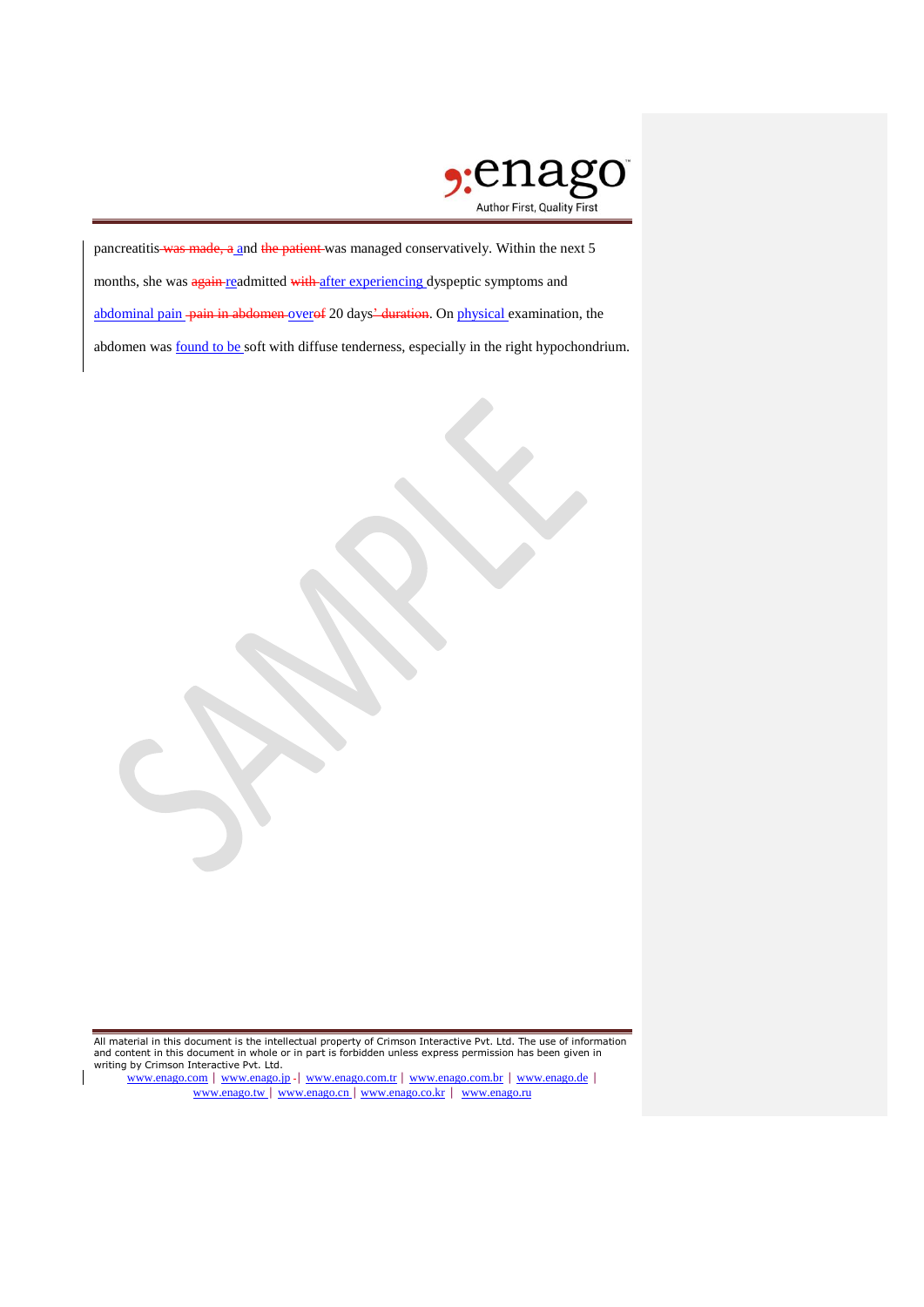pancreatitis ~~was made, a~~ and ~~the patient~~ was managed conservatively. Within the next 5 months, she was ~~again~~ readmitted ~~with~~ after experiencing dyspeptic symptoms and abdominal pain ~~pain in abdomen~~ over~~of~~ 20 days~~' duration~~. On physical examination, the abdomen was found to be soft with diffuse tenderness, especially in the right hypochondrium.